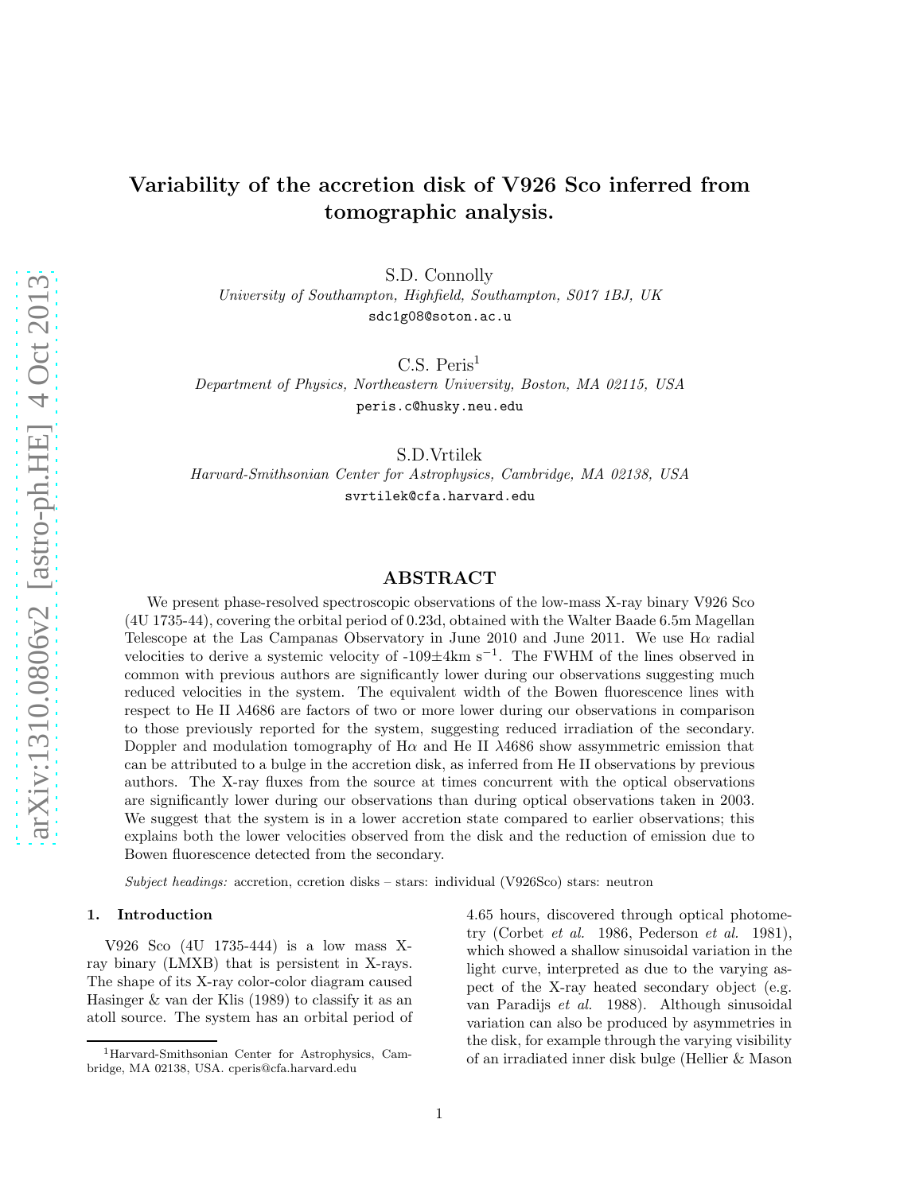# Variability of the accretion disk of V926 Sco inferred from tomographic analysis.

S.D. Connolly

*University of Southampton, Highfield, Southampton, S017 1BJ, UK*

sdc1g08@soton.ac.u

C.S. Peris[1]

*Department of Physics, Northeastern University, Boston, MA 02115, USA*

peris.c@husky.neu.edu

S.D.Vrtilek

*Harvard-Smithsonian Center for Astrophysics, Cambridge, MA 02138, USA*

svrtilek@cfa.harvard.edu

## ABSTRACT

We present phase-resolved spectroscopic observations of the low-mass X-ray binary V926 Sco (4U 1735-44), covering the orbital period of 0.23d, obtained with the Walter Baade 6.5m Magellan Telescope at the Las Campanas Observatory in June 2010 and June 2011. We use H$\alpha$ radial velocities to derive a systemic velocity of -109$\pm$4km s$^{-1}$. The FWHM of the lines observed in common with previous authors are significantly lower during our observations suggesting much reduced velocities in the system. The equivalent width of the Bowen fluorescence lines with respect to He II $\lambda$4686 are factors of two or more lower during our observations in comparison to those previously reported for the system, suggesting reduced irradiation of the secondary. Doppler and modulation tomography of H$\alpha$ and He II $\lambda$4686 show assymmetric emission that can be attributed to a bulge in the accretion disk, as inferred from He II observations by previous authors. The X-ray fluxes from the source at times concurrent with the optical observations are significantly lower during our observations than during optical observations taken in 2003. We suggest that the system is in a lower accretion state compared to earlier observations; this explains both the lower velocities observed from the disk and the reduction of emission due to Bowen fluorescence detected from the secondary.

*Subject headings:* accretion, ccretion disks – stars: individual (V926Sco) stars: neutron

## 1. Introduction

V926 Sco (4U 1735-444) is a low mass X-ray binary (LMXB) that is persistent in X-rays. The shape of its X-ray color-color diagram caused Hasinger & van der Klis (1989) to classify it as an atoll source. The system has an orbital period of 4.65 hours, discovered through optical photometry (Corbet *et al.* 1986, Pederson *et al.* 1981), which showed a shallow sinusoidal variation in the light curve, interpreted as due to the varying aspect of the X-ray heated secondary object (e.g. van Paradijs *et al.* 1988). Although sinusoidal variation can also be produced by asymmetries in the disk, for example through the varying visibility of an irradiated inner disk bulge (Hellier & Mason

[1]Harvard-Smithsonian Center for Astrophysics, Cambridge, MA 02138, USA. cperis@cfa.harvard.edu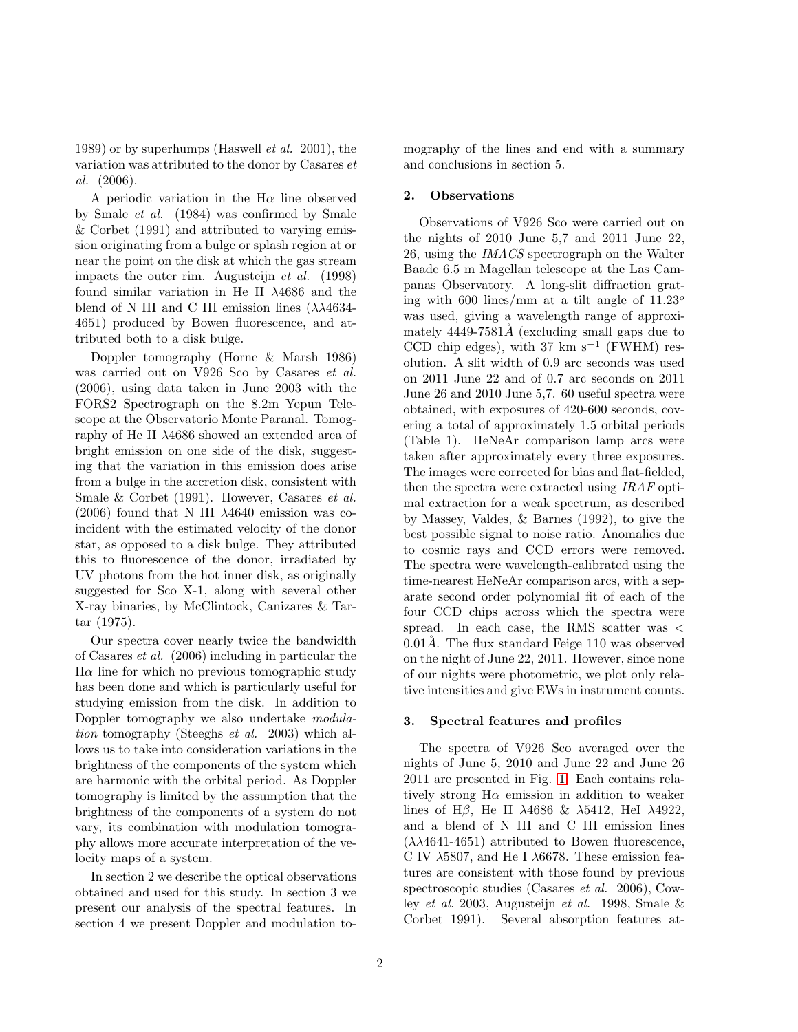1989) or by superhumps (Haswell *et al.* 2001), the variation was attributed to the donor by Casares *et al.* (2006).

A periodic variation in the Hα line observed by Smale *et al.* (1984) was confirmed by Smale & Corbet (1991) and attributed to varying emission originating from a bulge or splash region at or near the point on the disk at which the gas stream impacts the outer rim. Augusteijn *et al.* (1998) found similar variation in He II λ4686 and the blend of N III and C III emission lines (λλ4634-4651) produced by Bowen fluorescence, and attributed both to a disk bulge.

Doppler tomography (Horne & Marsh 1986) was carried out on V926 Sco by Casares *et al.* (2006), using data taken in June 2003 with the FORS2 Spectrograph on the 8.2m Yepun Telescope at the Observatorio Monte Paranal. Tomography of He II λ4686 showed an extended area of bright emission on one side of the disk, suggesting that the variation in this emission does arise from a bulge in the accretion disk, consistent with Smale & Corbet (1991). However, Casares *et al.* (2006) found that N III λ4640 emission was coincident with the estimated velocity of the donor star, as opposed to a disk bulge. They attributed this to fluorescence of the donor, irradiated by UV photons from the hot inner disk, as originally suggested for Sco X-1, along with several other X-ray binaries, by McClintock, Canizares & Tartar (1975).

Our spectra cover nearly twice the bandwidth of Casares *et al.* (2006) including in particular the Hα line for which no previous tomographic study has been done and which is particularly useful for studying emission from the disk. In addition to Doppler tomography we also undertake *modulation* tomography (Steeghs *et al.* 2003) which allows us to take into consideration variations in the brightness of the components of the system which are harmonic with the orbital period. As Doppler tomography is limited by the assumption that the brightness of the components of a system do not vary, its combination with modulation tomography allows more accurate interpretation of the velocity maps of a system.

In section 2 we describe the optical observations obtained and used for this study. In section 3 we present our analysis of the spectral features. In section 4 we present Doppler and modulation tomography of the lines and end with a summary and conclusions in section 5.

## 2. Observations

Observations of V926 Sco were carried out on the nights of 2010 June 5,7 and 2011 June 22, 26, using the *IMACS* spectrograph on the Walter Baade 6.5 m Magellan telescope at the Las Campanas Observatory. A long-slit diffraction grating with 600 lines/mm at a tilt angle of $11.23^o$ was used, giving a wavelength range of approximately 4449-7581Å (excluding small gaps due to CCD chip edges), with 37 km s$^{-1}$ (FWHM) resolution. A slit width of 0.9 arc seconds was used on 2011 June 22 and of 0.7 arc seconds on 2011 June 26 and 2010 June 5,7. 60 useful spectra were obtained, with exposures of 420-600 seconds, covering a total of approximately 1.5 orbital periods (Table 1). HeNeAr comparison lamp arcs were taken after approximately every three exposures. The images were corrected for bias and flat-fielded, then the spectra were extracted using *IRAF* optimal extraction for a weak spectrum, as described by Massey, Valdes, & Barnes (1992), to give the best possible signal to noise ratio. Anomalies due to cosmic rays and CCD errors were removed. The spectra were wavelength-calibrated using the time-nearest HeNeAr comparison arcs, with a separate second order polynomial fit of each of the four CCD chips across which the spectra were spread. In each case, the RMS scatter was $<$ 0.01Å. The flux standard Feige 110 was observed on the night of June 22, 2011. However, since none of our nights were photometric, we plot only relative intensities and give EWs in instrument counts.

## 3. Spectral features and profiles

The spectra of V926 Sco averaged over the nights of June 5, 2010 and June 22 and June 26 2011 are presented in Fig. 1. Each contains relatively strong Hα emission in addition to weaker lines of Hβ, He II λ4686 & λ5412, HeI λ4922, and a blend of N III and C III emission lines (λλ4641-4651) attributed to Bowen fluorescence, C IV λ5807, and He I λ6678. These emission features are consistent with those found by previous spectroscopic studies (Casares *et al.* 2006), Cowley *et al.* 2003, Augusteijn *et al.* 1998, Smale & Corbet 1991). Several absorption features at-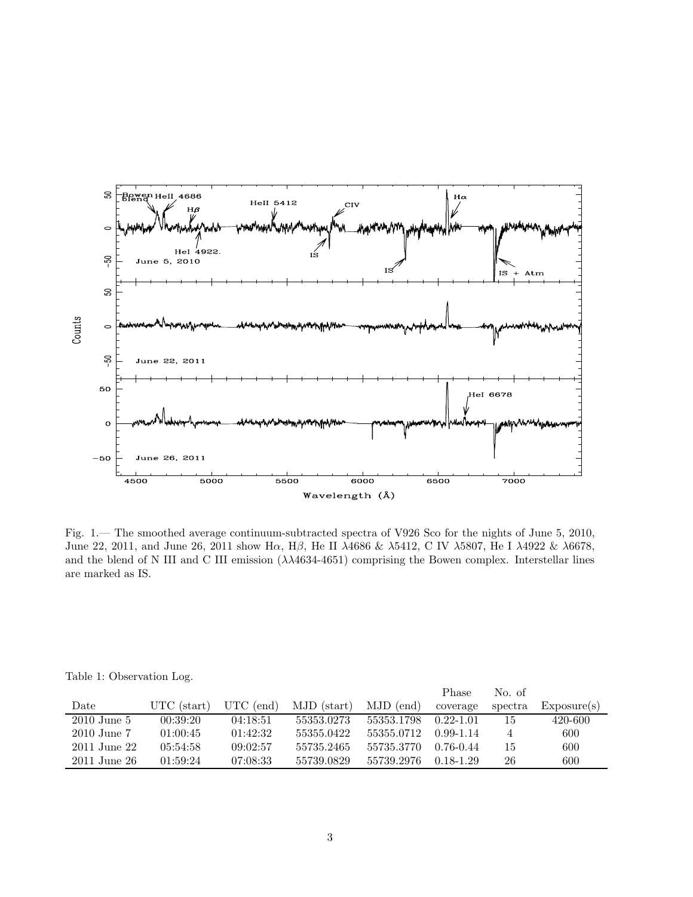Fig. 1.— The smoothed average continuum-subtracted spectra of V926 Sco for the nights of June 5, 2010, June 22, 2011, and June 26, 2011 show Hα, Hβ, He II λ4686 & λ5412, C IV λ5807, He I λ4922 & λ6678, and the blend of N III and C III emission (λλ4634-4651) comprising the Bowen complex. Interstellar lines are marked as IS.

Table 1: Observation Log.

| Date | UTC (start) | UTC (end) | MJD (start) | MJD (end) | Phase coverage | No. of spectra | Exposure(s) |
|---|---|---|---|---|---|---|---|
| 2010 June 5 | 00:39:20 | 04:18:51 | 55353.0273 | 55353.1798 | 0.22-1.01 | 15 | 420-600 |
| 2010 June 7 | 01:00:45 | 01:42:32 | 55355.0422 | 55355.0712 | 0.99-1.14 | 4 | 600 |
| 2011 June 22 | 05:54:58 | 09:02:57 | 55735.2465 | 55735.3770 | 0.76-0.44 | 15 | 600 |
| 2011 June 26 | 01:59:24 | 07:08:33 | 55739.0829 | 55739.2976 | 0.18-1.29 | 26 | 600 |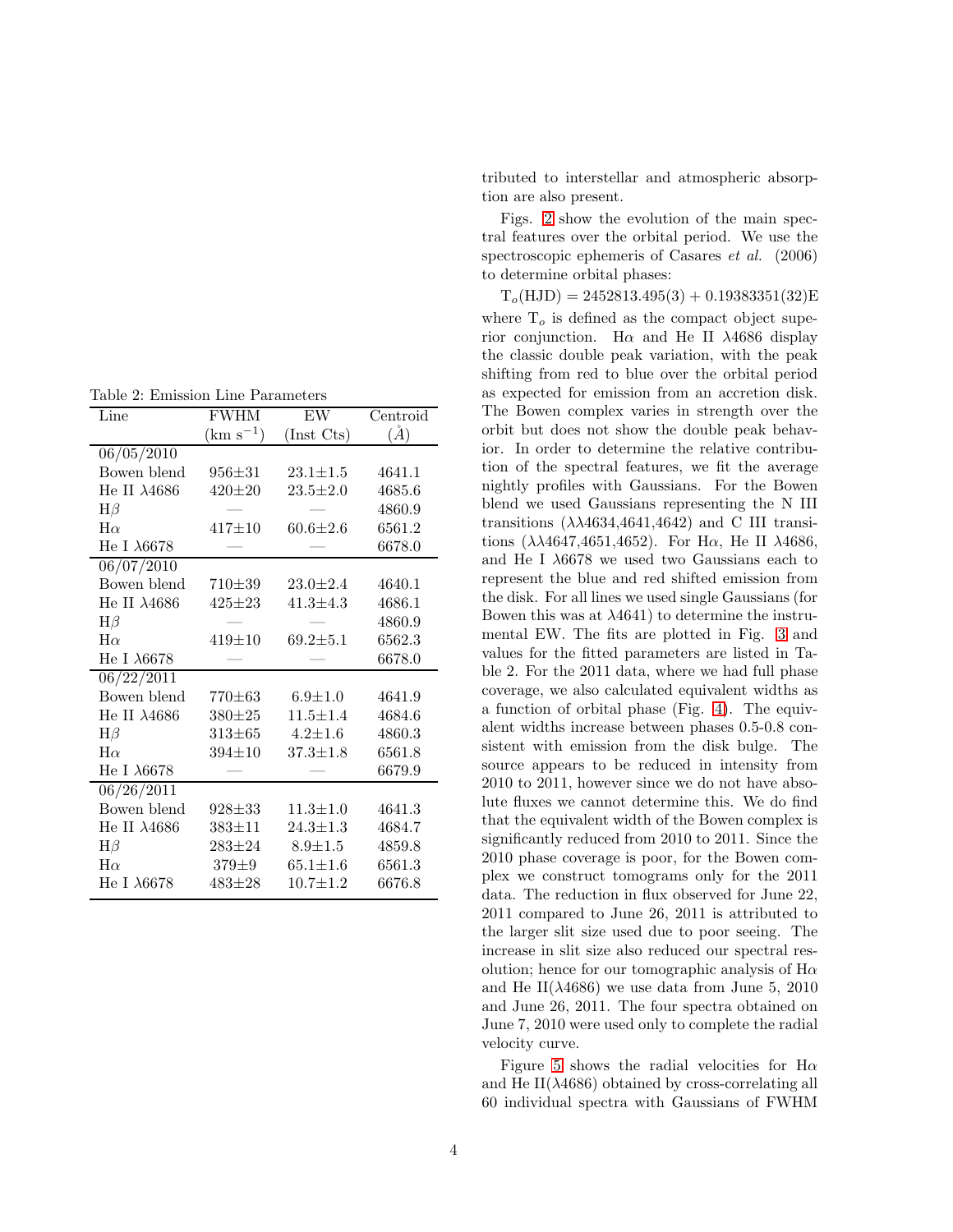Table 2: Emission Line Parameters

| Line | FWHM (km s$^{-1}$) | EW (Inst Cts) | Centroid ($\AA$) |
|---|---|---|---|
| 06/05/2010 | | | |
| Bowen blend | 956±31 | 23.1±1.5 | 4641.1 |
| He II λ4686 | 420±20 | 23.5±2.0 | 4685.6 |
| Hβ | — | — | 4860.9 |
| Hα | 417±10 | 60.6±2.6 | 6561.2 |
| He I λ6678 | — | — | 6678.0 |
| 06/07/2010 | | | |
| Bowen blend | 710±39 | 23.0±2.4 | 4640.1 |
| He II λ4686 | 425±23 | 41.3±4.3 | 4686.1 |
| Hβ | — | — | 4860.9 |
| Hα | 419±10 | 69.2±5.1 | 6562.3 |
| He I λ6678 | — | — | 6678.0 |
| 06/22/2011 | | | |
| Bowen blend | 770±63 | 6.9±1.0 | 4641.9 |
| He II λ4686 | 380±25 | 11.5±1.4 | 4684.6 |
| Hβ | 313±65 | 4.2±1.6 | 4860.3 |
| Hα | 394±10 | 37.3±1.8 | 6561.8 |
| He I λ6678 | — | — | 6679.9 |
| 06/26/2011 | | | |
| Bowen blend | 928±33 | 11.3±1.0 | 4641.3 |
| He II λ4686 | 383±11 | 24.3±1.3 | 4684.7 |
| Hβ | 283±24 | 8.9±1.5 | 4859.8 |
| Hα | 379±9 | 65.1±1.6 | 6561.3 |
| He I λ6678 | 483±28 | 10.7±1.2 | 6676.8 |

tributed to interstellar and atmospheric absorption are also present.

Figs. 2 show the evolution of the main spectral features over the orbital period. We use the spectroscopic ephemeris of Casares *et al.* (2006) to determine orbital phases:

$$T_o(\mathrm{HJD}) = 2452813.495(3) + 0.19383351(32)E$$

where $T_o$ is defined as the compact object superior conjunction. Hα and He II λ4686 display the classic double peak variation, with the peak shifting from red to blue over the orbital period as expected for emission from an accretion disk. The Bowen complex varies in strength over the orbit but does not show the double peak behavior. In order to determine the relative contribution of the spectral features, we fit the average nightly profiles with Gaussians. For the Bowen blend we used Gaussians representing the N III transitions (λλ4634,4641,4642) and C III transitions (λλ4647,4651,4652). For Hα, He II λ4686, and He I λ6678 we used two Gaussians each to represent the blue and red shifted emission from the disk. For all lines we used single Gaussians (for Bowen this was at λ4641) to determine the instrumental EW. The fits are plotted in Fig. 3 and values for the fitted parameters are listed in Table 2. For the 2011 data, where we had full phase coverage, we also calculated equivalent widths as a function of orbital phase (Fig. 4). The equivalent widths increase between phases 0.5-0.8 consistent with emission from the disk bulge. The source appears to be reduced in intensity from 2010 to 2011, however since we do not have absolute fluxes we cannot determine this. We do find that the equivalent width of the Bowen complex is significantly reduced from 2010 to 2011. Since the 2010 phase coverage is poor, for the Bowen complex we construct tomograms only for the 2011 data. The reduction in flux observed for June 22, 2011 compared to June 26, 2011 is attributed to the larger slit size used due to poor seeing. The increase in slit size also reduced our spectral resolution; hence for our tomographic analysis of Hα and He II(λ4686) we use data from June 5, 2010 and June 26, 2011. The four spectra obtained on June 7, 2010 were used only to complete the radial velocity curve.

Figure 5 shows the radial velocities for Hα and He II(λ4686) obtained by cross-correlating all 60 individual spectra with Gaussians of FWHM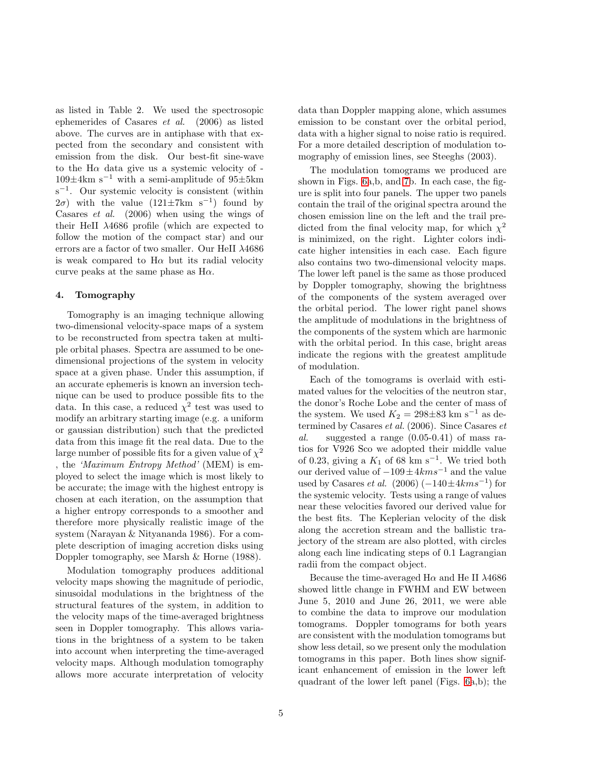as listed in Table 2. We used the spectrosopic ephemerides of Casares *et al.* (2006) as listed above. The curves are in antiphase with that expected from the secondary and consistent with emission from the disk. Our best-fit sine-wave to the H$\alpha$ data give us a systemic velocity of -109$\pm$4km s$^{-1}$ with a semi-amplitude of 95$\pm$5km s$^{-1}$. Our systemic velocity is consistent (within 2$\sigma$) with the value (121$\pm$7km s$^{-1}$) found by Casares *et al.* (2006) when using the wings of their HeII $\lambda$4686 profile (which are expected to follow the motion of the compact star) and our errors are a factor of two smaller. Our HeII $\lambda$4686 is weak compared to H$\alpha$ but its radial velocity curve peaks at the same phase as H$\alpha$.

## 4. Tomography

Tomography is an imaging technique allowing two-dimensional velocity-space maps of a system to be reconstructed from spectra taken at multiple orbital phases. Spectra are assumed to be one-dimensional projections of the system in velocity space at a given phase. Under this assumption, if an accurate ephemeris is known an inversion technique can be used to produce possible fits to the data. In this case, a reduced $\chi^2$ test was used to modify an arbitrary starting image (e.g. a uniform or gaussian distribution) such that the predicted data from this image fit the real data. Due to the large number of possible fits for a given value of $\chi^2$ , the *'Maximum Entropy Method'* (MEM) is employed to select the image which is most likely to be accurate; the image with the highest entropy is chosen at each iteration, on the assumption that a higher entropy corresponds to a smoother and therefore more physically realistic image of the system (Narayan & Nityananda 1986). For a complete description of imaging accretion disks using Doppler tomography, see Marsh & Horne (1988).

Modulation tomography produces additional velocity maps showing the magnitude of periodic, sinusoidal modulations in the brightness of the structural features of the system, in addition to the velocity maps of the time-averaged brightness seen in Doppler tomography. This allows variations in the brightness of a system to be taken into account when interpreting the time-averaged velocity maps. Although modulation tomography allows more accurate interpretation of velocity data than Doppler mapping alone, which assumes emission to be constant over the orbital period, data with a higher signal to noise ratio is required. For a more detailed description of modulation tomography of emission lines, see Steeghs (2003).

The modulation tomograms we produced are shown in Figs. 6a,b, and 7b. In each case, the figure is split into four panels. The upper two panels contain the trail of the original spectra around the chosen emission line on the left and the trail predicted from the final velocity map, for which $\chi^2$ is minimized, on the right. Lighter colors indicate higher intensities in each case. Each figure also contains two two-dimensional velocity maps. The lower left panel is the same as those produced by Doppler tomography, showing the brightness of the components of the system averaged over the orbital period. The lower right panel shows the amplitude of modulations in the brightness of the components of the system which are harmonic with the orbital period. In this case, bright areas indicate the regions with the greatest amplitude of modulation.

Each of the tomograms is overlaid with estimated values for the velocities of the neutron star, the donor's Roche Lobe and the center of mass of the system. We used $K_2 = 298\pm83$ km s$^{-1}$ as determined by Casares *et al.* (2006). Since Casares *et al.* suggested a range (0.05-0.41) of mass ratios for V926 Sco we adopted their middle value of 0.23, giving a $K_1$ of 68 km s$^{-1}$. We tried both our derived value of $-109\pm4kms^{-1}$ and the value used by Casares *et al.* (2006) ($-140\pm4kms^{-1}$) for the systemic velocity. Tests using a range of values near these velocities favored our derived value for the best fits. The Keplerian velocity of the disk along the accretion stream and the ballistic trajectory of the stream are also plotted, with circles along each line indicating steps of 0.1 Lagrangian radii from the compact object.

Because the time-averaged H$\alpha$ and He II $\lambda$4686 showed little change in FWHM and EW between June 5, 2010 and June 26, 2011, we were able to combine the data to improve our modulation tomograms. Doppler tomograms for both years are consistent with the modulation tomograms but show less detail, so we present only the modulation tomograms in this paper. Both lines show significant enhancement of emission in the lower left quadrant of the lower left panel (Figs. 6a,b); the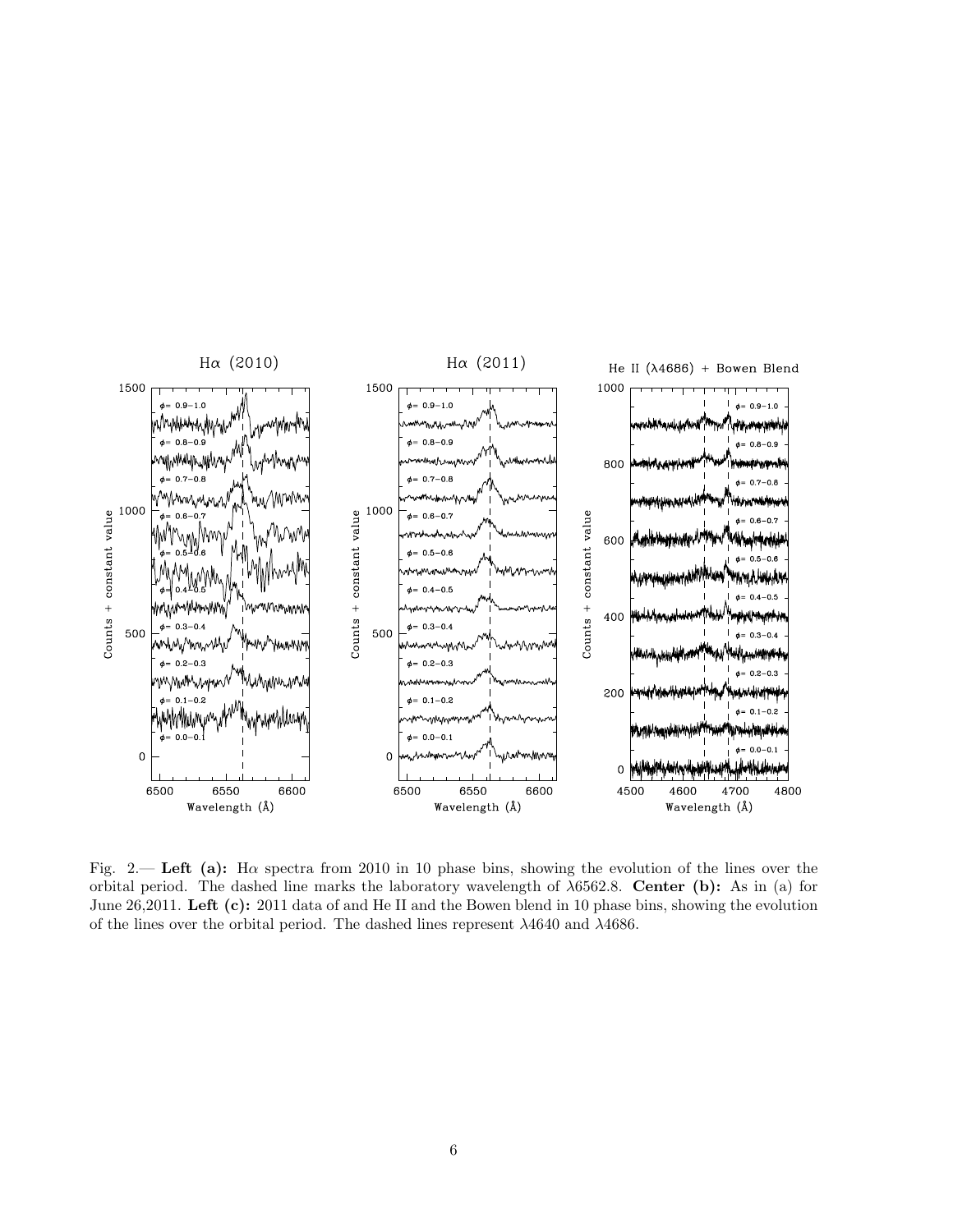Fig. 2.— **Left (a):** Hα spectra from 2010 in 10 phase bins, showing the evolution of the lines over the orbital period. The dashed line marks the laboratory wavelength of λ6562.8. **Center (b):** As in (a) for June 26,2011. **Left (c):** 2011 data of and He II and the Bowen blend in 10 phase bins, showing the evolution of the lines over the orbital period. The dashed lines represent λ4640 and λ4686.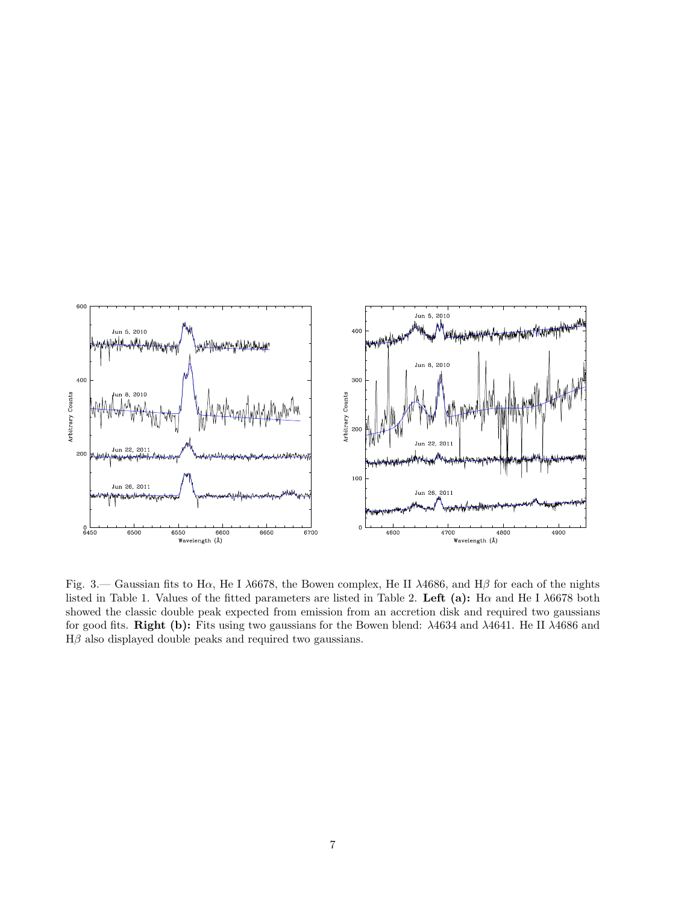Fig. 3.— Gaussian fits to Hα, He I λ6678, the Bowen complex, He II λ4686, and Hβ for each of the nights listed in Table 1. Values of the fitted parameters are listed in Table 2. **Left (a):** Hα and He I λ6678 both showed the classic double peak expected from emission from an accretion disk and required two gaussians for good fits. **Right (b):** Fits using two gaussians for the Bowen blend: λ4634 and λ4641. He II λ4686 and Hβ also displayed double peaks and required two gaussians.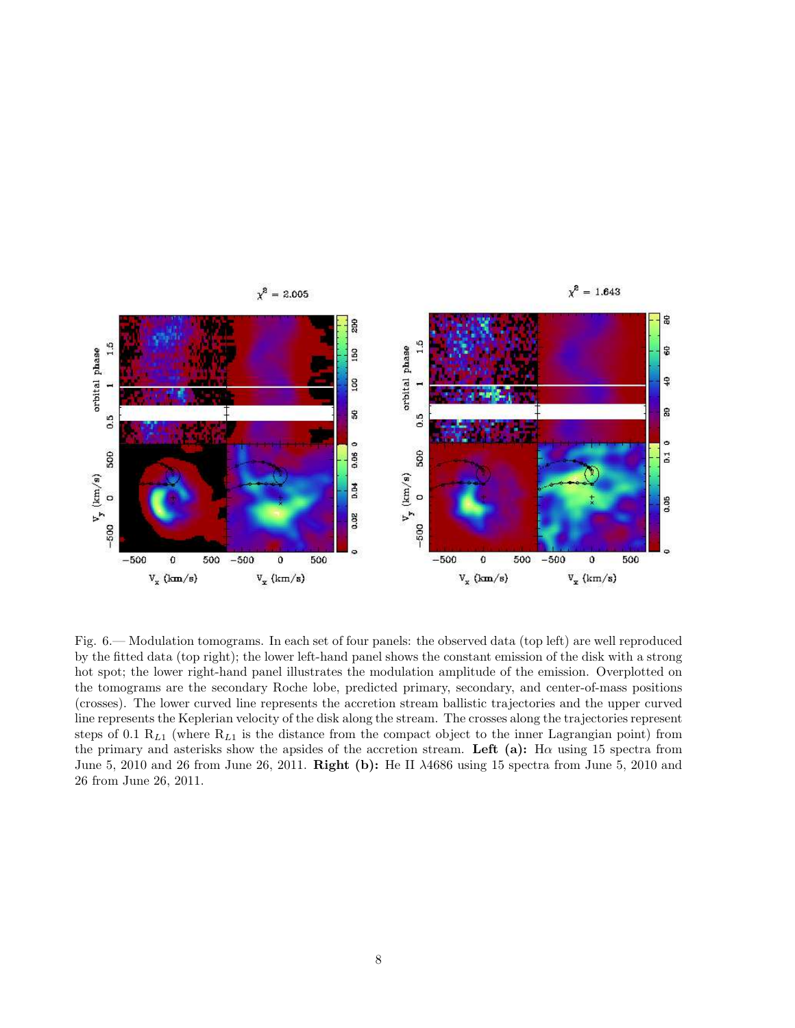Fig. 6.— Modulation tomograms. In each set of four panels: the observed data (top left) are well reproduced by the fitted data (top right); the lower left-hand panel shows the constant emission of the disk with a strong hot spot; the lower right-hand panel illustrates the modulation amplitude of the emission. Overplotted on the tomograms are the secondary Roche lobe, predicted primary, secondary, and center-of-mass positions (crosses). The lower curved line represents the accretion stream ballistic trajectories and the upper curved line represents the Keplerian velocity of the disk along the stream. The crosses along the trajectories represent steps of 0.1 $R_{L1}$ (where $R_{L1}$ is the distance from the compact object to the inner Lagrangian point) from the primary and asterisks show the apsides of the accretion stream. **Left (a):** H$\alpha$ using 15 spectra from June 5, 2010 and 26 from June 26, 2011. **Right (b):** He II $\lambda$4686 using 15 spectra from June 5, 2010 and 26 from June 26, 2011.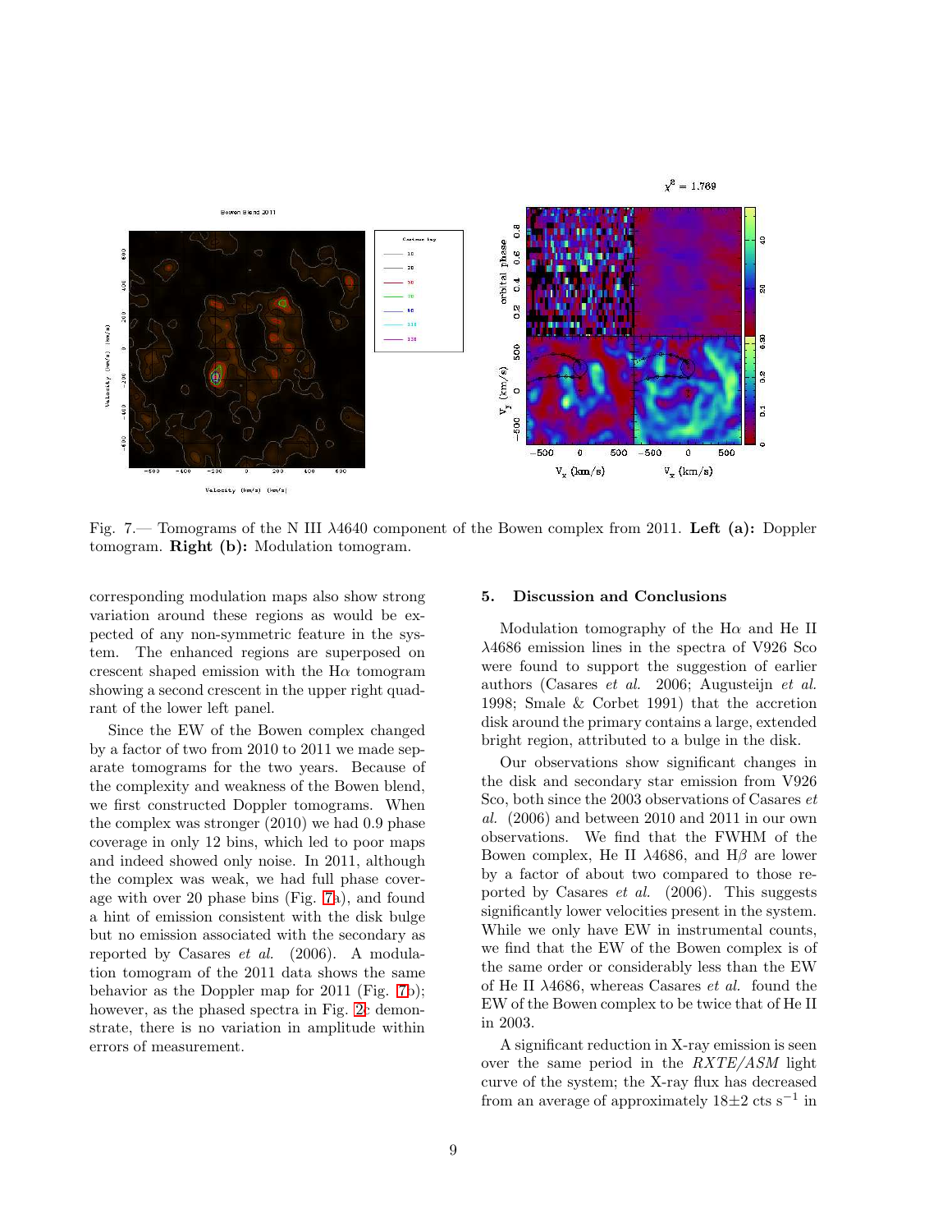Fig. 7.— Tomograms of the N III λ4640 component of the Bowen complex from 2011. **Left (a):** Doppler tomogram. **Right (b):** Modulation tomogram.

corresponding modulation maps also show strong variation around these regions as would be expected of any non-symmetric feature in the system. The enhanced regions are superposed on crescent shaped emission with the Hα tomogram showing a second crescent in the upper right quadrant of the lower left panel.

Since the EW of the Bowen complex changed by a factor of two from 2010 to 2011 we made separate tomograms for the two years. Because of the complexity and weakness of the Bowen blend, we first constructed Doppler tomograms. When the complex was stronger (2010) we had 0.9 phase coverage in only 12 bins, which led to poor maps and indeed showed only noise. In 2011, although the complex was weak, we had full phase coverage with over 20 phase bins (Fig. 7a), and found a hint of emission consistent with the disk bulge but no emission associated with the secondary as reported by Casares *et al.* (2006). A modulation tomogram of the 2011 data shows the same behavior as the Doppler map for 2011 (Fig. 7b); however, as the phased spectra in Fig. 2c demonstrate, there is no variation in amplitude within errors of measurement.

## 5. Discussion and Conclusions

Modulation tomography of the Hα and He II λ4686 emission lines in the spectra of V926 Sco were found to support the suggestion of earlier authors (Casares *et al.* 2006; Augusteijn *et al.* 1998; Smale & Corbet 1991) that the accretion disk around the primary contains a large, extended bright region, attributed to a bulge in the disk.

Our observations show significant changes in the disk and secondary star emission from V926 Sco, both since the 2003 observations of Casares *et al.* (2006) and between 2010 and 2011 in our own observations. We find that the FWHM of the Bowen complex, He II λ4686, and Hβ are lower by a factor of about two compared to those reported by Casares *et al.* (2006). This suggests significantly lower velocities present in the system. While we only have EW in instrumental counts, we find that the EW of the Bowen complex is of the same order or considerably less than the EW of He II λ4686, whereas Casares *et al.* found the EW of the Bowen complex to be twice that of He II in 2003.

A significant reduction in X-ray emission is seen over the same period in the *RXTE/ASM* light curve of the system; the X-ray flux has decreased from an average of approximately $18{\pm}2$ cts $s^{-1}$ in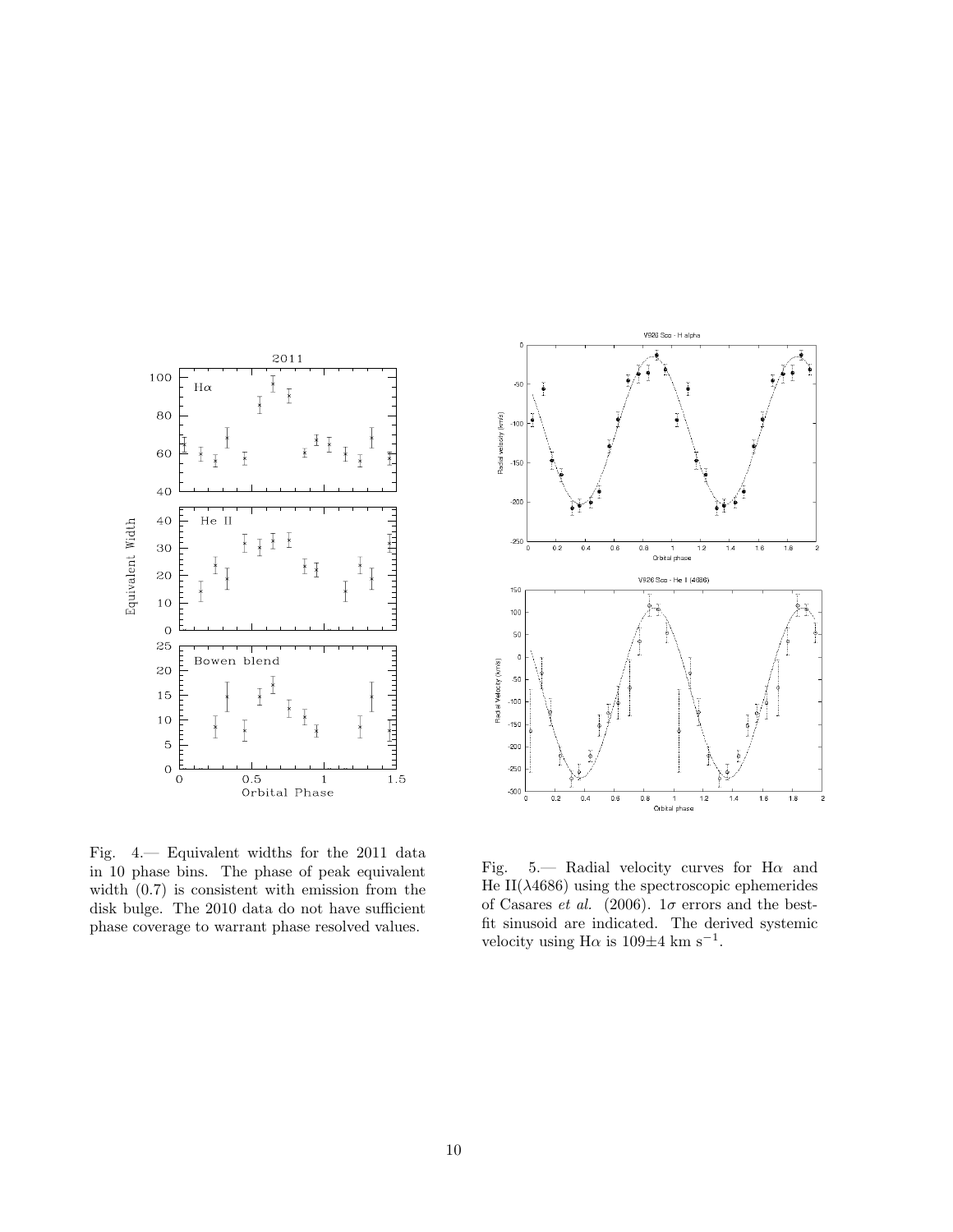Fig. 4.— Equivalent widths for the 2011 data in 10 phase bins. The phase of peak equivalent width (0.7) is consistent with emission from the disk bulge. The 2010 data do not have sufficient phase coverage to warrant phase resolved values.

Fig. 5.— Radial velocity curves for H$\alpha$ and He II($\lambda$4686) using the spectroscopic ephemerides of Casares *et al.* (2006). 1$\sigma$ errors and the best-fit sinusoid are indicated. The derived systemic velocity using H$\alpha$ is 109$\pm$4 km s$^{-1}$.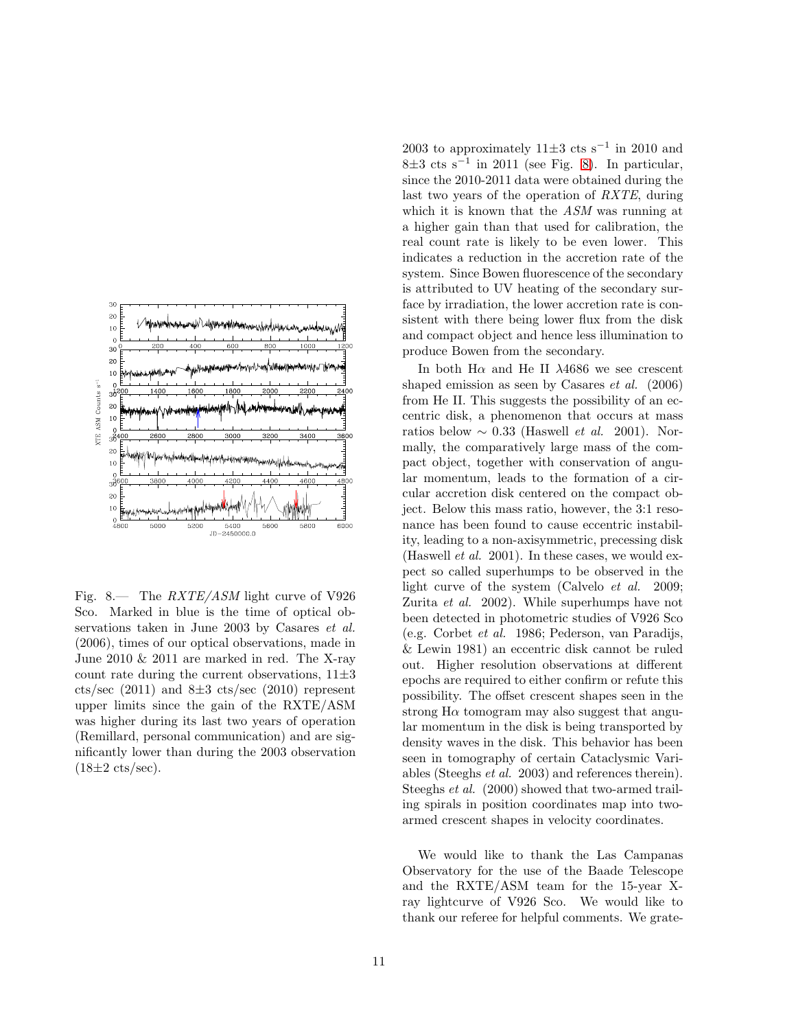Fig. 8.— The *RXTE/ASM* light curve of V926 Sco. Marked in blue is the time of optical observations taken in June 2003 by Casares *et al.* (2006), times of our optical observations, made in June 2010 & 2011 are marked in red. The X-ray count rate during the current observations, $11\pm3$ cts/sec (2011) and $8\pm3$ cts/sec (2010) represent upper limits since the gain of the RXTE/ASM was higher during its last two years of operation (Remillard, personal communication) and are significantly lower than during the 2003 observation ($18\pm2$ cts/sec).

2003 to approximately $11\pm3$ cts s$^{-1}$ in 2010 and $8\pm3$ cts s$^{-1}$ in 2011 (see Fig. 8). In particular, since the 2010-2011 data were obtained during the last two years of the operation of *RXTE*, during which it is known that the *ASM* was running at a higher gain than that used for calibration, the real count rate is likely to be even lower. This indicates a reduction in the accretion rate of the system. Since Bowen fluorescence of the secondary is attributed to UV heating of the secondary surface by irradiation, the lower accretion rate is consistent with there being lower flux from the disk and compact object and hence less illumination to produce Bowen from the secondary.

In both H$\alpha$ and He II $\lambda$4686 we see crescent shaped emission as seen by Casares *et al.* (2006) from He II. This suggests the possibility of an eccentric disk, a phenomenon that occurs at mass ratios below $\sim 0.33$ (Haswell *et al.* 2001). Normally, the comparatively large mass of the compact object, together with conservation of angular momentum, leads to the formation of a circular accretion disk centered on the compact object. Below this mass ratio, however, the 3:1 resonance has been found to cause eccentric instability, leading to a non-axisymmetric, precessing disk (Haswell *et al.* 2001). In these cases, we would expect so called superhumps to be observed in the light curve of the system (Calvelo *et al.* 2009; Zurita *et al.* 2002). While superhumps have not been detected in photometric studies of V926 Sco (e.g. Corbet *et al.* 1986; Pederson, van Paradijs, & Lewin 1981) an eccentric disk cannot be ruled out. Higher resolution observations at different epochs are required to either confirm or refute this possibility. The offset crescent shapes seen in the strong H$\alpha$ tomogram may also suggest that angular momentum in the disk is being transported by density waves in the disk. This behavior has been seen in tomography of certain Cataclysmic Variables (Steeghs *et al.* 2003) and references therein). Steeghs *et al.* (2000) showed that two-armed trailing spirals in position coordinates map into two-armed crescent shapes in velocity coordinates.

We would like to thank the Las Campanas Observatory for the use of the Baade Telescope and the RXTE/ASM team for the 15-year X-ray lightcurve of V926 Sco. We would like to thank our referee for helpful comments. We grate-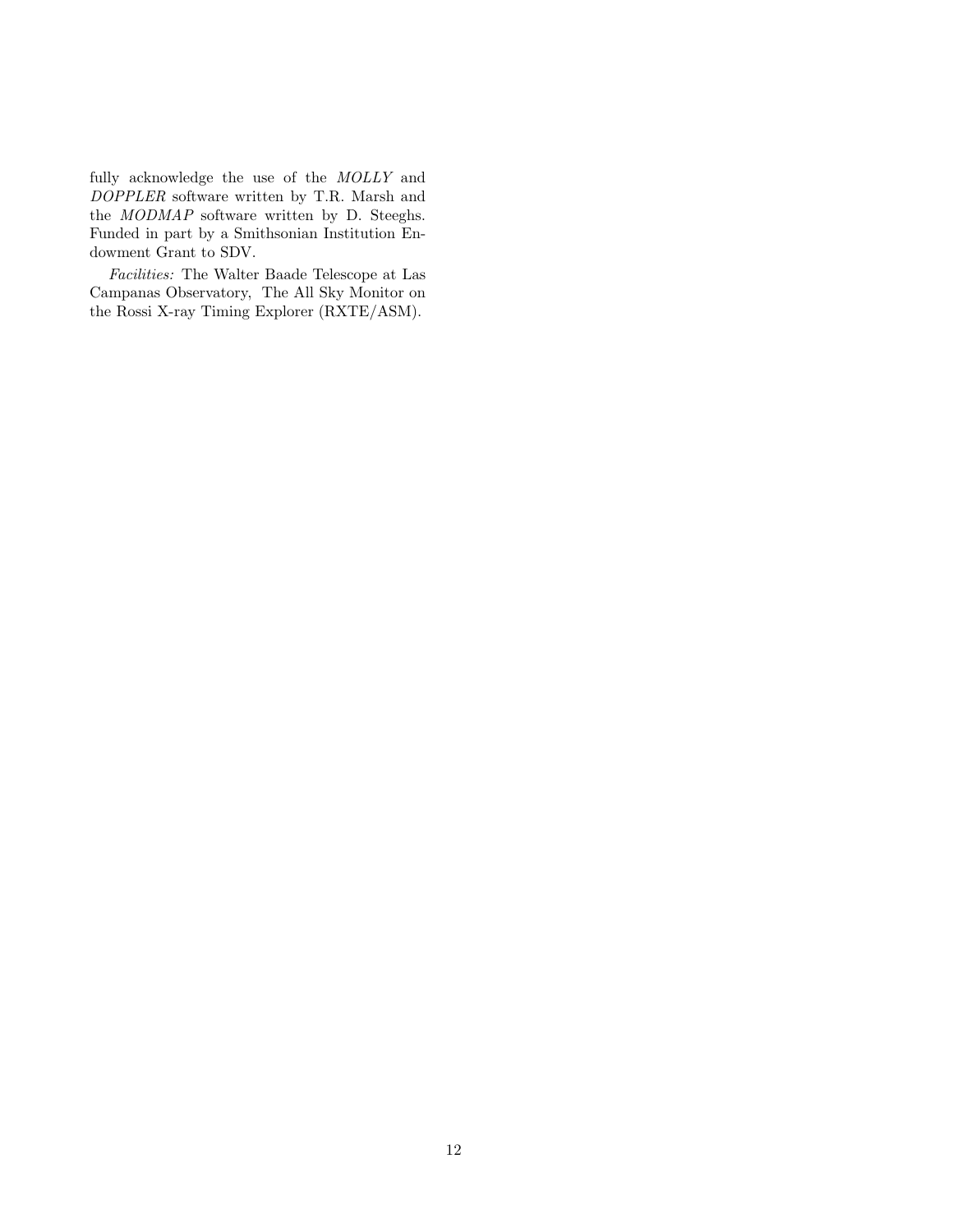fully acknowledge the use of the *MOLLY* and *DOPPLER* software written by T.R. Marsh and the *MODMAP* software written by D. Steeghs. Funded in part by a Smithsonian Institution Endowment Grant to SDV.

*Facilities:* The Walter Baade Telescope at Las Campanas Observatory, The All Sky Monitor on the Rossi X-ray Timing Explorer (RXTE/ASM).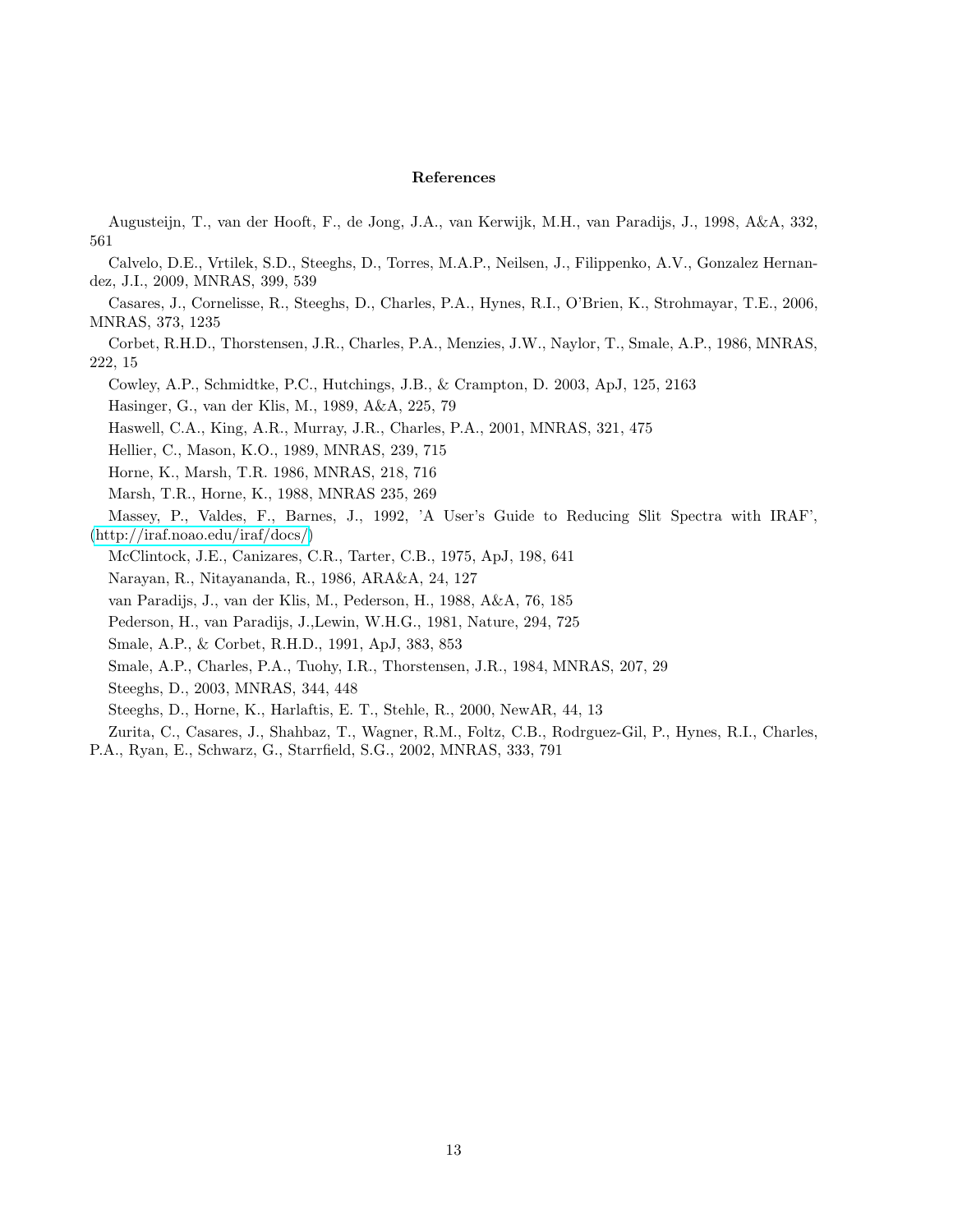### References

Augusteijn, T., van der Hooft, F., de Jong, J.A., van Kerwijk, M.H., van Paradijs, J., 1998, A&A, 332, 561

Calvelo, D.E., Vrtilek, S.D., Steeghs, D., Torres, M.A.P., Neilsen, J., Filippenko, A.V., Gonzalez Hernandez, J.I., 2009, MNRAS, 399, 539

Casares, J., Cornelisse, R., Steeghs, D., Charles, P.A., Hynes, R.I., O'Brien, K., Strohmayar, T.E., 2006, MNRAS, 373, 1235

Corbet, R.H.D., Thorstensen, J.R., Charles, P.A., Menzies, J.W., Naylor, T., Smale, A.P., 1986, MNRAS, 222, 15

Cowley, A.P., Schmidtke, P.C., Hutchings, J.B., & Crampton, D. 2003, ApJ, 125, 2163

Hasinger, G., van der Klis, M., 1989, A&A, 225, 79

Haswell, C.A., King, A.R., Murray, J.R., Charles, P.A., 2001, MNRAS, 321, 475

Hellier, C., Mason, K.O., 1989, MNRAS, 239, 715

Horne, K., Marsh, T.R. 1986, MNRAS, 218, 716

Marsh, T.R., Horne, K., 1988, MNRAS 235, 269

Massey, P., Valdes, F., Barnes, J., 1992, 'A User's Guide to Reducing Slit Spectra with IRAF', (http://iraf.noao.edu/iraf/docs/)

McClintock, J.E., Canizares, C.R., Tarter, C.B., 1975, ApJ, 198, 641

Narayan, R., Nitayananda, R., 1986, ARA&A, 24, 127

van Paradijs, J., van der Klis, M., Pederson, H., 1988, A&A, 76, 185

Pederson, H., van Paradijs, J.,Lewin, W.H.G., 1981, Nature, 294, 725

Smale, A.P., & Corbet, R.H.D., 1991, ApJ, 383, 853

Smale, A.P., Charles, P.A., Tuohy, I.R., Thorstensen, J.R., 1984, MNRAS, 207, 29

Steeghs, D., 2003, MNRAS, 344, 448

Steeghs, D., Horne, K., Harlaftis, E. T., Stehle, R., 2000, NewAR, 44, 13

Zurita, C., Casares, J., Shahbaz, T., Wagner, R.M., Foltz, C.B., Rodrguez-Gil, P., Hynes, R.I., Charles, P.A., Ryan, E., Schwarz, G., Starrfield, S.G., 2002, MNRAS, 333, 791